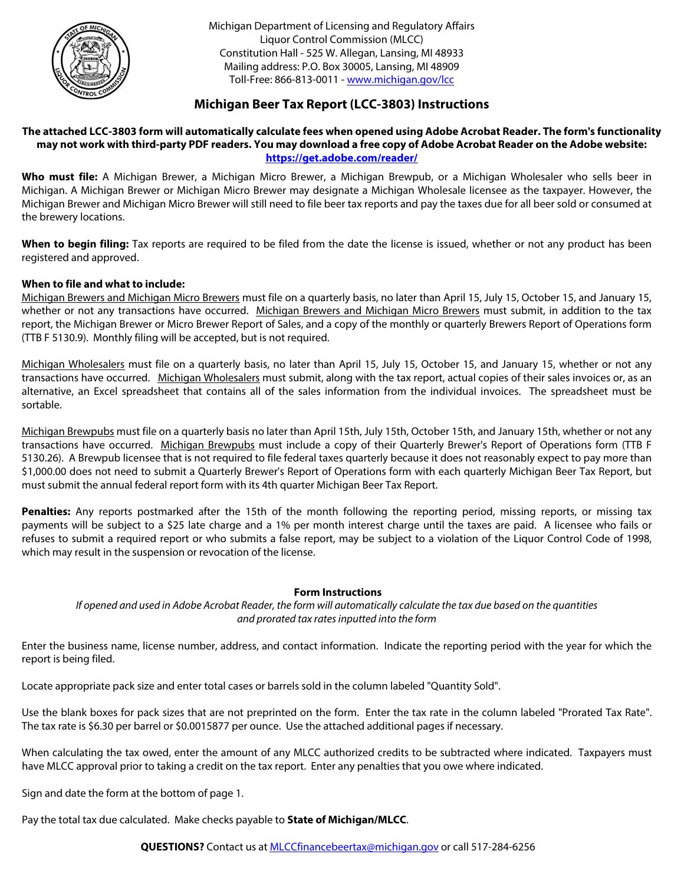Michigan Department of Licensing and Regulatory Affairs
Liquor Control Commission (MLCC)
Constitution Hall - 525 W. Allegan, Lansing, MI 48933
Mailing address: P.O. Box 30005, Lansing, MI 48909
Toll-Free: 866-813-0011 - www.michigan.gov/lcc

# Michigan Beer Tax Report (LCC-3803) Instructions

**The attached LCC-3803 form will automatically calculate fees when opened using Adobe Acrobat Reader. The form's functionality may not work with third-party PDF readers. You may download a free copy of Adobe Acrobat Reader on the Adobe website: https://get.adobe.com/reader/**

**Who must file:** A Michigan Brewer, a Michigan Micro Brewer, a Michigan Brewpub, or a Michigan Wholesaler who sells beer in Michigan. A Michigan Brewer or Michigan Micro Brewer may designate a Michigan Wholesale licensee as the taxpayer. However, the Michigan Brewer and Michigan Micro Brewer will still need to file beer tax reports and pay the taxes due for all beer sold or consumed at the brewery locations.

**When to begin filing:** Tax reports are required to be filed from the date the license is issued, whether or not any product has been registered and approved.

**When to file and what to include:**

Michigan Brewers and Michigan Micro Brewers must file on a quarterly basis, no later than April 15, July 15, October 15, and January 15, whether or not any transactions have occurred. Michigan Brewers and Michigan Micro Brewers must submit, in addition to the tax report, the Michigan Brewer or Micro Brewer Report of Sales, and a copy of the monthly or quarterly Brewers Report of Operations form (TTB F 5130.9). Monthly filing will be accepted, but is not required.

Michigan Wholesalers must file on a quarterly basis, no later than April 15, July 15, October 15, and January 15, whether or not any transactions have occurred. Michigan Wholesalers must submit, along with the tax report, actual copies of their sales invoices or, as an alternative, an Excel spreadsheet that contains all of the sales information from the individual invoices. The spreadsheet must be sortable.

Michigan Brewpubs must file on a quarterly basis no later than April 15th, July 15th, October 15th, and January 15th, whether or not any transactions have occurred. Michigan Brewpubs must include a copy of their Quarterly Brewer's Report of Operations form (TTB F 5130.26). A Brewpub licensee that is not required to file federal taxes quarterly because it does not reasonably expect to pay more than $1,000.00 does not need to submit a Quarterly Brewer's Report of Operations form with each quarterly Michigan Beer Tax Report, but must submit the annual federal report form with its 4th quarter Michigan Beer Tax Report.

**Penalties:** Any reports postmarked after the 15th of the month following the reporting period, missing reports, or missing tax payments will be subject to a $25 late charge and a 1% per month interest charge until the taxes are paid. A licensee who fails or refuses to submit a required report or who submits a false report, may be subject to a violation of the Liquor Control Code of 1998, which may result in the suspension or revocation of the license.

## Form Instructions

*If opened and used in Adobe Acrobat Reader, the form will automatically calculate the tax due based on the quantities and prorated tax rates inputted into the form*

Enter the business name, license number, address, and contact information. Indicate the reporting period with the year for which the report is being filed.

Locate appropriate pack size and enter total cases or barrels sold in the column labeled "Quantity Sold".

Use the blank boxes for pack sizes that are not preprinted on the form. Enter the tax rate in the column labeled "Prorated Tax Rate". The tax rate is $6.30 per barrel or $0.0015877 per ounce. Use the attached additional pages if necessary.

When calculating the tax owed, enter the amount of any MLCC authorized credits to be subtracted where indicated. Taxpayers must have MLCC approval prior to taking a credit on the tax report. Enter any penalties that you owe where indicated.

Sign and date the form at the bottom of page 1.

Pay the total tax due calculated. Make checks payable to **State of Michigan/MLCC**.

**QUESTIONS?** Contact us at MLCCfinancebeertax@michigan.gov or call 517-284-6256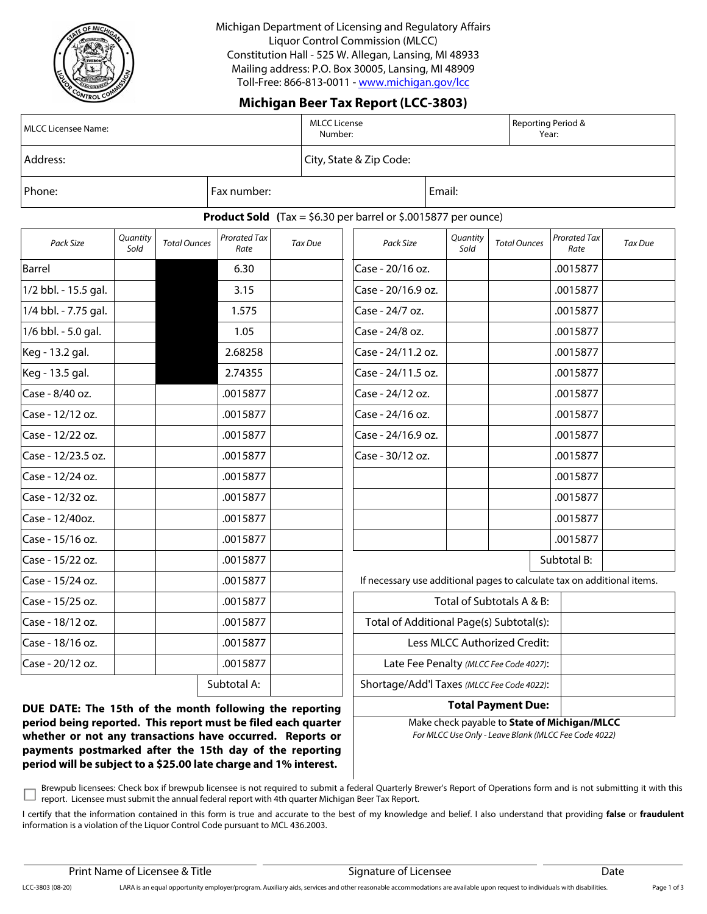Michigan Department of Licensing and Regulatory Affairs
Liquor Control Commission (MLCC)
Constitution Hall - 525 W. Allegan, Lansing, MI 48933
Mailing address: P.O. Box 30005, Lansing, MI 48909
Toll-Free: 866-813-0011 - www.michigan.gov/lcc

# Michigan Beer Tax Report (LCC-3803)

| MLCC Licensee Name: | MLCC License Number: | Reporting Period & Year: |
|---|---|---|
| Address: | City, State & Zip Code: | |
| Phone: | Fax number: | Email: |

**Product Sold** (Tax = $6.30 per barrel or $.0015877 per ounce)

| *Pack Size* | *Quantity Sold* | *Total Ounces* | *Prorated Tax Rate* | *Tax Due* |
|---|---|---|---|---|
| Barrel | | | 6.30 | |
| 1/2 bbl. - 15.5 gal. | | | 3.15 | |
| 1/4 bbl. - 7.75 gal. | | | 1.575 | |
| 1/6 bbl. - 5.0 gal. | | | 1.05 | |
| Keg - 13.2 gal. | | | 2.68258 | |
| Keg - 13.5 gal. | | | 2.74355 | |
| Case - 8/40 oz. | | | .0015877 | |
| Case - 12/12 oz. | | | .0015877 | |
| Case - 12/22 oz. | | | .0015877 | |
| Case - 12/23.5 oz. | | | .0015877 | |
| Case - 12/24 oz. | | | .0015877 | |
| Case - 12/32 oz. | | | .0015877 | |
| Case - 12/40oz. | | | .0015877 | |
| Case - 15/16 oz. | | | .0015877 | |
| Case - 15/22 oz. | | | .0015877 | |
| Case - 15/24 oz. | | | .0015877 | |
| Case - 15/25 oz. | | | .0015877 | |
| Case - 18/12 oz. | | | .0015877 | |
| Case - 18/16 oz. | | | .0015877 | |
| Case - 20/12 oz. | | | .0015877 | |
| | | | Subtotal A: | |

| *Pack Size* | *Quantity Sold* | *Total Ounces* | *Prorated Tax Rate* | *Tax Due* |
|---|---|---|---|---|
| Case - 20/16 oz. | | | .0015877 | |
| Case - 20/16.9 oz. | | | .0015877 | |
| Case - 24/7 oz. | | | .0015877 | |
| Case - 24/8 oz. | | | .0015877 | |
| Case - 24/11.2 oz. | | | .0015877 | |
| Case - 24/11.5 oz. | | | .0015877 | |
| Case - 24/12 oz. | | | .0015877 | |
| Case - 24/16 oz. | | | .0015877 | |
| Case - 24/16.9 oz. | | | .0015877 | |
| Case - 30/12 oz. | | | .0015877 | |
| | | | .0015877 | |
| | | | .0015877 | |
| | | | .0015877 | |
| | | | .0015877 | |
| | | | Subtotal B: | |

If necessary use additional pages to calculate tax on additional items.

| | |
|---|---|
| Total of Subtotals A & B: | |
| Total of Additional Page(s) Subtotal(s): | |
| Less MLCC Authorized Credit: | |
| Late Fee Penalty *(MLCC Fee Code 4027)*: | |
| Shortage/Add'l Taxes *(MLCC Fee Code 4022)*: | |
| **Total Payment Due:** | |

Make check payable to **State of Michigan/MLCC**
*For MLCC Use Only - Leave Blank (MLCC Fee Code 4022)*

**DUE DATE: The 15th of the month following the reporting period being reported. This report must be filed each quarter whether or not any transactions have occurred. Reports or payments postmarked after the 15th day of the reporting period will be subject to a $25.00 late charge and 1% interest.**

☐ Brewpub licensees: Check box if brewpub licensee is not required to submit a federal Quarterly Brewer's Report of Operations form and is not submitting it with this report. Licensee must submit the annual federal report with 4th quarter Michigan Beer Tax Report.

I certify that the information contained in this form is true and accurate to the best of my knowledge and belief. I also understand that providing **false** or **fraudulent** information is a violation of the Liquor Control Code pursuant to MCL 436.2003.

Print Name of Licensee & Title | Signature of Licensee | Date

LCC-3803 (08-20) LARA is an equal opportunity employer/program. Auxiliary aids, services and other reasonable accommodations are available upon request to individuals with disabilities.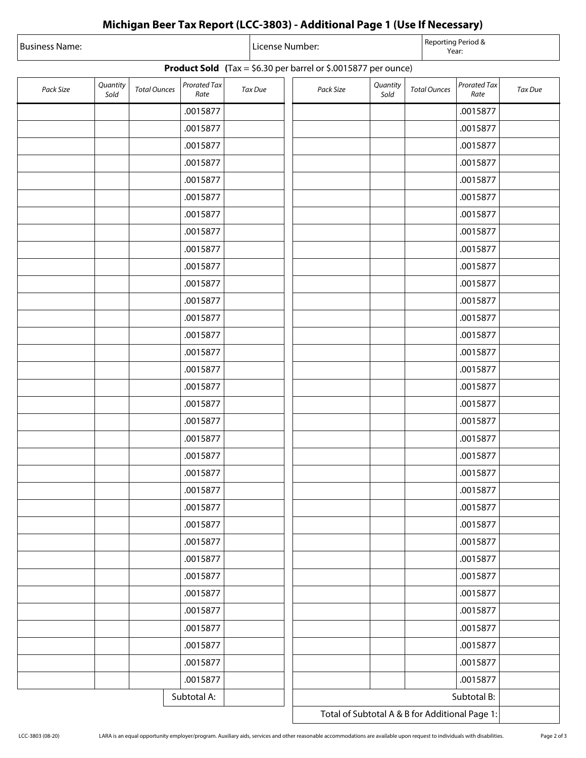# Michigan Beer Tax Report (LCC-3803) - Additional Page 1 (Use If Necessary)

| Business Name: | License Number: | Reporting Period & Year: |
|---|---|---|
| | | |

**Product Sold** (Tax = $6.30 per barrel or $.0015877 per ounce)

| *Pack Size* | *Quantity Sold* | *Total Ounces* | *Prorated Tax Rate* | *Tax Due* | *Pack Size* | *Quantity Sold* | *Total Ounces* | *Prorated Tax Rate* | *Tax Due* |
|---|---|---|---|---|---|---|---|---|---|
| | | | .0015877 | | | | | .0015877 | |
| | | | .0015877 | | | | | .0015877 | |
| | | | .0015877 | | | | | .0015877 | |
| | | | .0015877 | | | | | .0015877 | |
| | | | .0015877 | | | | | .0015877 | |
| | | | .0015877 | | | | | .0015877 | |
| | | | .0015877 | | | | | .0015877 | |
| | | | .0015877 | | | | | .0015877 | |
| | | | .0015877 | | | | | .0015877 | |
| | | | .0015877 | | | | | .0015877 | |
| | | | .0015877 | | | | | .0015877 | |
| | | | .0015877 | | | | | .0015877 | |
| | | | .0015877 | | | | | .0015877 | |
| | | | .0015877 | | | | | .0015877 | |
| | | | .0015877 | | | | | .0015877 | |
| | | | .0015877 | | | | | .0015877 | |
| | | | .0015877 | | | | | .0015877 | |
| | | | .0015877 | | | | | .0015877 | |
| | | | .0015877 | | | | | .0015877 | |
| | | | .0015877 | | | | | .0015877 | |
| | | | .0015877 | | | | | .0015877 | |
| | | | .0015877 | | | | | .0015877 | |
| | | | .0015877 | | | | | .0015877 | |
| | | | .0015877 | | | | | .0015877 | |
| | | | .0015877 | | | | | .0015877 | |
| | | | .0015877 | | | | | .0015877 | |
| | | | .0015877 | | | | | .0015877 | |
| | | | .0015877 | | | | | .0015877 | |
| | | | .0015877 | | | | | .0015877 | |
| | | | .0015877 | | | | | .0015877 | |
| | | | .0015877 | | | | | .0015877 | |
| | | | .0015877 | | | | | .0015877 | |
| | | | .0015877 | | | | | .0015877 | |
| | | | .0015877 | | | | | .0015877 | |
| | | | .0015877 | | | | | .0015877 | |
| | | | Subtotal A: | | | | | Subtotal B: | |
| | | | | | | | | Total of Subtotal A & B for Additional Page 1: | |

LCC-3803 (08-20) LARA is an equal opportunity employer/program. Auxiliary aids, services and other reasonable accommodations are available upon request to individuals with disabilities.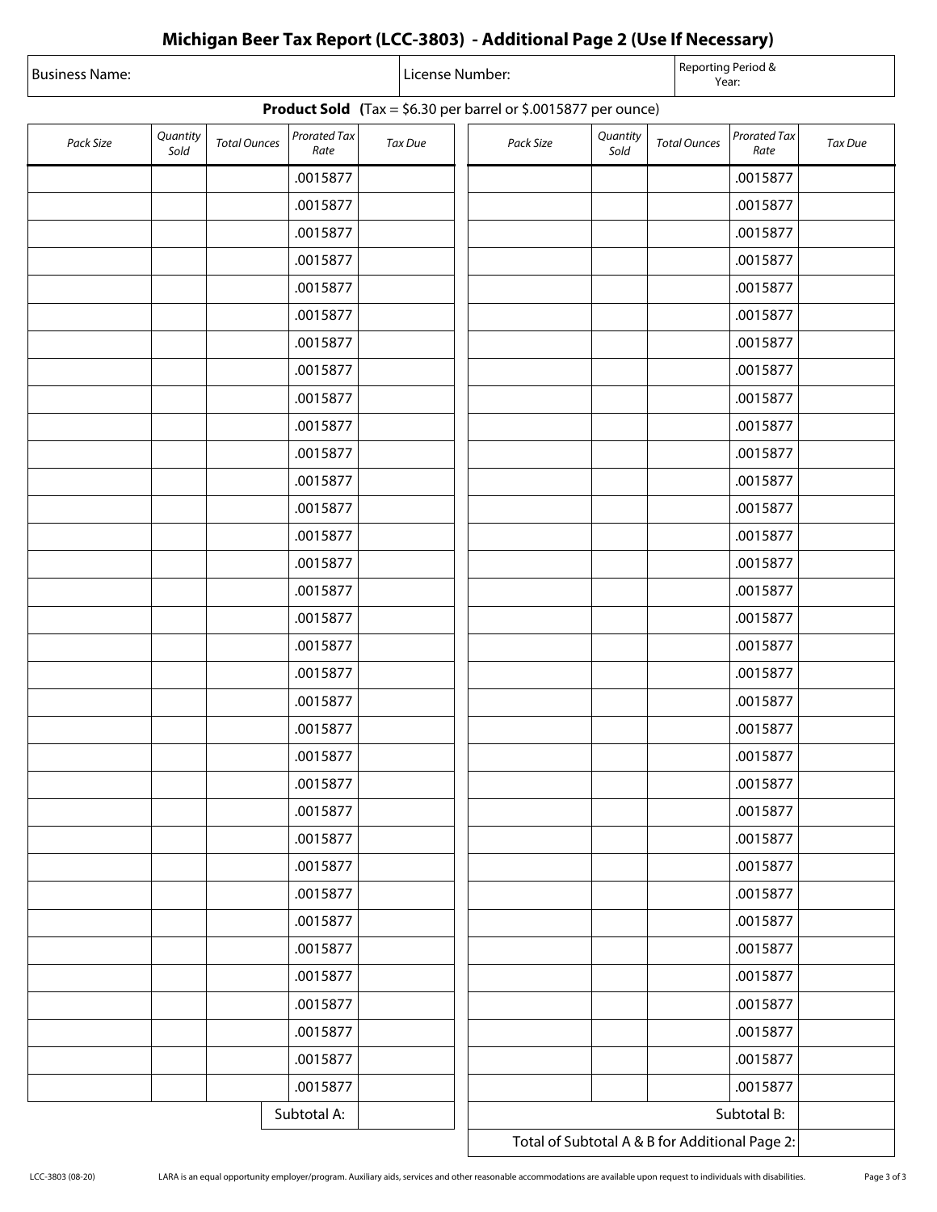# Michigan Beer Tax Report (LCC-3803) - Additional Page 2 (Use If Necessary)

| Business Name: | License Number: | Reporting Period & Year: |
|---|---|---|
| | | |

**Product Sold** (Tax = $6.30 per barrel or $.0015877 per ounce)

| *Pack Size* | *Quantity Sold* | *Total Ounces* | *Prorated Tax Rate* | *Tax Due* | *Pack Size* | *Quantity Sold* | *Total Ounces* | *Prorated Tax Rate* | *Tax Due* |
|---|---|---|---|---|---|---|---|---|---|
| | | | .0015877 | | | | | .0015877 | |
| | | | .0015877 | | | | | .0015877 | |
| | | | .0015877 | | | | | .0015877 | |
| | | | .0015877 | | | | | .0015877 | |
| | | | .0015877 | | | | | .0015877 | |
| | | | .0015877 | | | | | .0015877 | |
| | | | .0015877 | | | | | .0015877 | |
| | | | .0015877 | | | | | .0015877 | |
| | | | .0015877 | | | | | .0015877 | |
| | | | .0015877 | | | | | .0015877 | |
| | | | .0015877 | | | | | .0015877 | |
| | | | .0015877 | | | | | .0015877 | |
| | | | .0015877 | | | | | .0015877 | |
| | | | .0015877 | | | | | .0015877 | |
| | | | .0015877 | | | | | .0015877 | |
| | | | .0015877 | | | | | .0015877 | |
| | | | .0015877 | | | | | .0015877 | |
| | | | .0015877 | | | | | .0015877 | |
| | | | .0015877 | | | | | .0015877 | |
| | | | .0015877 | | | | | .0015877 | |
| | | | .0015877 | | | | | .0015877 | |
| | | | .0015877 | | | | | .0015877 | |
| | | | .0015877 | | | | | .0015877 | |
| | | | .0015877 | | | | | .0015877 | |
| | | | .0015877 | | | | | .0015877 | |
| | | | .0015877 | | | | | .0015877 | |
| | | | .0015877 | | | | | .0015877 | |
| | | | .0015877 | | | | | .0015877 | |
| | | | .0015877 | | | | | .0015877 | |
| | | | .0015877 | | | | | .0015877 | |
| | | | .0015877 | | | | | .0015877 | |
| | | | .0015877 | | | | | .0015877 | |
| | | | .0015877 | | | | | .0015877 | |
| | | | .0015877 | | | | | .0015877 | |
| | | | Subtotal A: | | | | | Subtotal B: | |
| | | | | | Total of Subtotal A & B for Additional Page 2: | | | | |

LCC-3803 (08-20) LARA is an equal opportunity employer/program. Auxiliary aids, services and other reasonable accommodations are available upon request to individuals with disabilities.